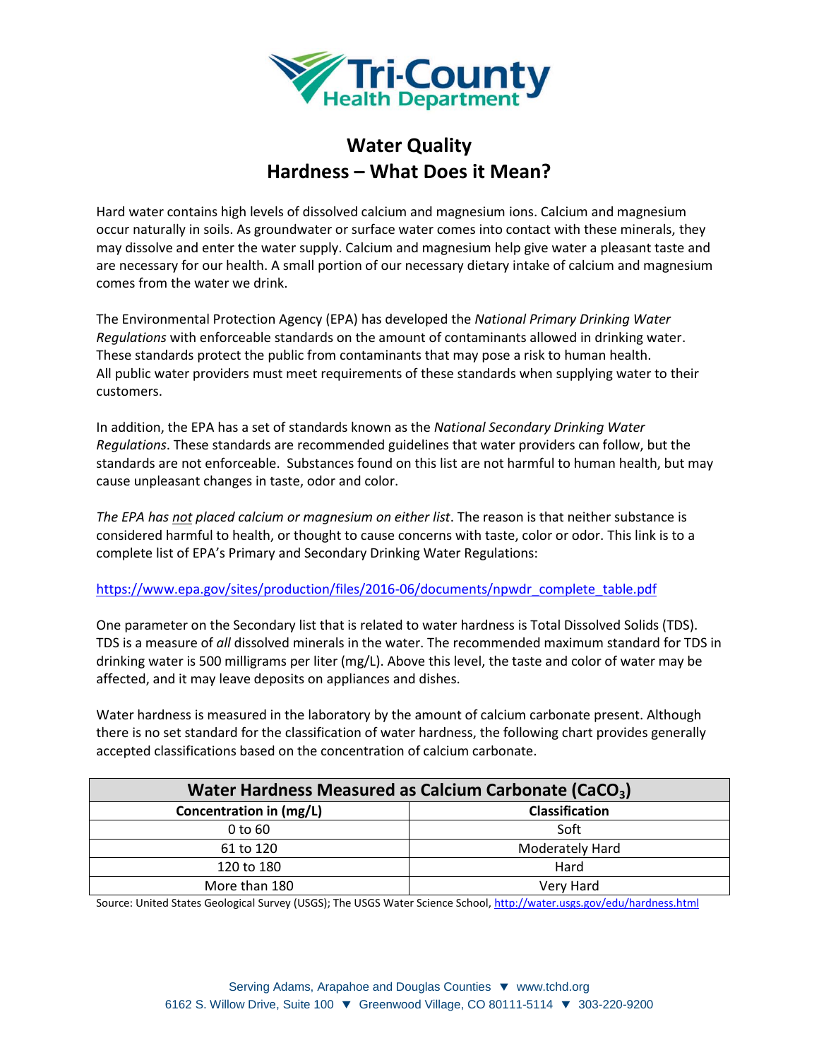# Water Quality
## Hardness – What Does it Mean?

Hard water contains high levels of dissolved calcium and magnesium ions. Calcium and magnesium occur naturally in soils. As groundwater or surface water comes into contact with these minerals, they may dissolve and enter the water supply. Calcium and magnesium help give water a pleasant taste and are necessary for our health. A small portion of our necessary dietary intake of calcium and magnesium comes from the water we drink.

The Environmental Protection Agency (EPA) has developed the *National Primary Drinking Water Regulations* with enforceable standards on the amount of contaminants allowed in drinking water. These standards protect the public from contaminants that may pose a risk to human health. All public water providers must meet requirements of these standards when supplying water to their customers.

In addition, the EPA has a set of standards known as the *National Secondary Drinking Water Regulations*. These standards are recommended guidelines that water providers can follow, but the standards are not enforceable. Substances found on this list are not harmful to human health, but may cause unpleasant changes in taste, odor and color.

*The EPA has not placed calcium or magnesium on either list*. The reason is that neither substance is considered harmful to health, or thought to cause concerns with taste, color or odor. This link is to a complete list of EPA's Primary and Secondary Drinking Water Regulations:

https://www.epa.gov/sites/production/files/2016-06/documents/npwdr_complete_table.pdf

One parameter on the Secondary list that is related to water hardness is Total Dissolved Solids (TDS). TDS is a measure of *all* dissolved minerals in the water. The recommended maximum standard for TDS in drinking water is 500 milligrams per liter (mg/L). Above this level, the taste and color of water may be affected, and it may leave deposits on appliances and dishes.

Water hardness is measured in the laboratory by the amount of calcium carbonate present. Although there is no set standard for the classification of water hardness, the following chart provides generally accepted classifications based on the concentration of calcium carbonate.

| Water Hardness Measured as Calcium Carbonate ($CaCO_3$) | |
|---|---|
| **Concentration in (mg/L)** | **Classification** |
| 0 to 60 | Soft |
| 61 to 120 | Moderately Hard |
| 120 to 180 | Hard |
| More than 180 | Very Hard |

Source: United States Geological Survey (USGS); The USGS Water Science School, http://water.usgs.gov/edu/hardness.html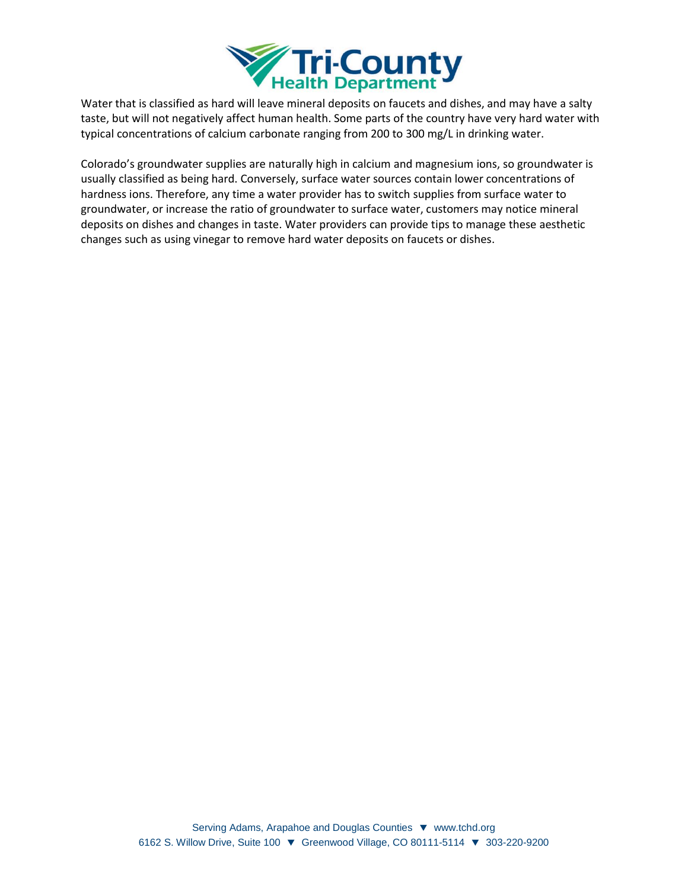Water that is classified as hard will leave mineral deposits on faucets and dishes, and may have a salty taste, but will not negatively affect human health. Some parts of the country have very hard water with typical concentrations of calcium carbonate ranging from 200 to 300 mg/L in drinking water.

Colorado's groundwater supplies are naturally high in calcium and magnesium ions, so groundwater is usually classified as being hard. Conversely, surface water sources contain lower concentrations of hardness ions. Therefore, any time a water provider has to switch supplies from surface water to groundwater, or increase the ratio of groundwater to surface water, customers may notice mineral deposits on dishes and changes in taste. Water providers can provide tips to manage these aesthetic changes such as using vinegar to remove hard water deposits on faucets or dishes.